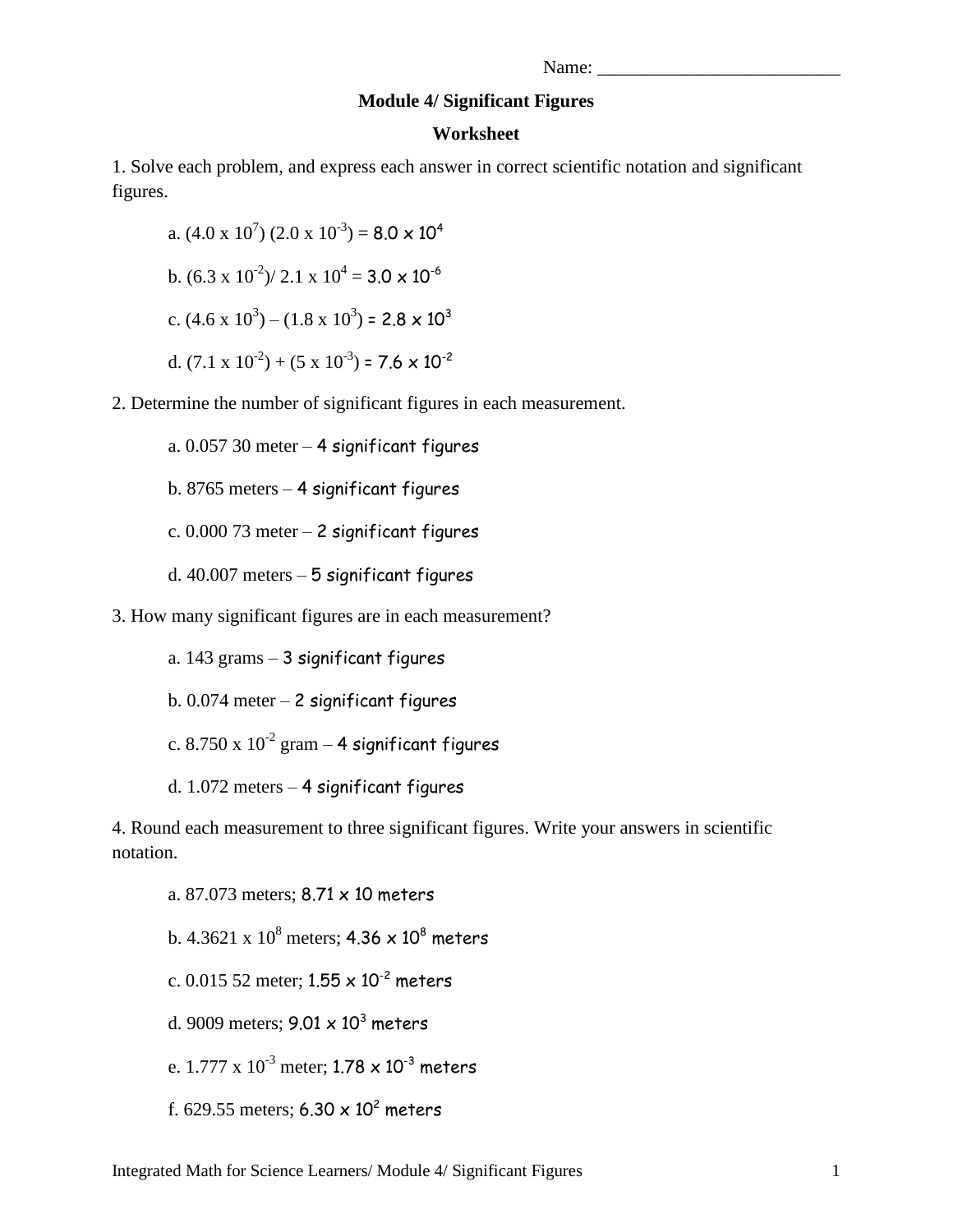Name: ___________________________

**Module 4/ Significant Figures**

**Worksheet**

1. Solve each problem, and express each answer in correct scientific notation and significant figures.

a. $(4.0 \times 10^{7})(2.0 \times 10^{-3}) = 8.0 \times 10^{4}$

b. $(6.3 \times 10^{-2}) / 2.1 \times 10^{4} = 3.0 \times 10^{-6}$

c. $(4.6 \times 10^{3}) - (1.8 \times 10^{3}) = 2.8 \times 10^{3}$

d. $(7.1 \times 10^{-2}) + (5 \times 10^{-3}) = 7.6 \times 10^{-2}$

2. Determine the number of significant figures in each measurement.

a. 0.057 30 meter – 4 significant figures

b. 8765 meters – 4 significant figures

c. 0.000 73 meter – 2 significant figures

d. 40.007 meters – 5 significant figures

3. How many significant figures are in each measurement?

a. 143 grams – 3 significant figures

b. 0.074 meter – 2 significant figures

c. $8.750 \times 10^{-2}$ gram – 4 significant figures

d. 1.072 meters – 4 significant figures

4. Round each measurement to three significant figures. Write your answers in scientific notation.

a. 87.073 meters; $8.71 \times 10$ meters

b. $4.3621 \times 10^{8}$ meters; $4.36 \times 10^{8}$ meters

c. 0.015 52 meter; $1.55 \times 10^{-2}$ meters

d. 9009 meters; $9.01 \times 10^{3}$ meters

e. $1.777 \times 10^{-3}$ meter; $1.78 \times 10^{-3}$ meters

f. 629.55 meters; $6.30 \times 10^{2}$ meters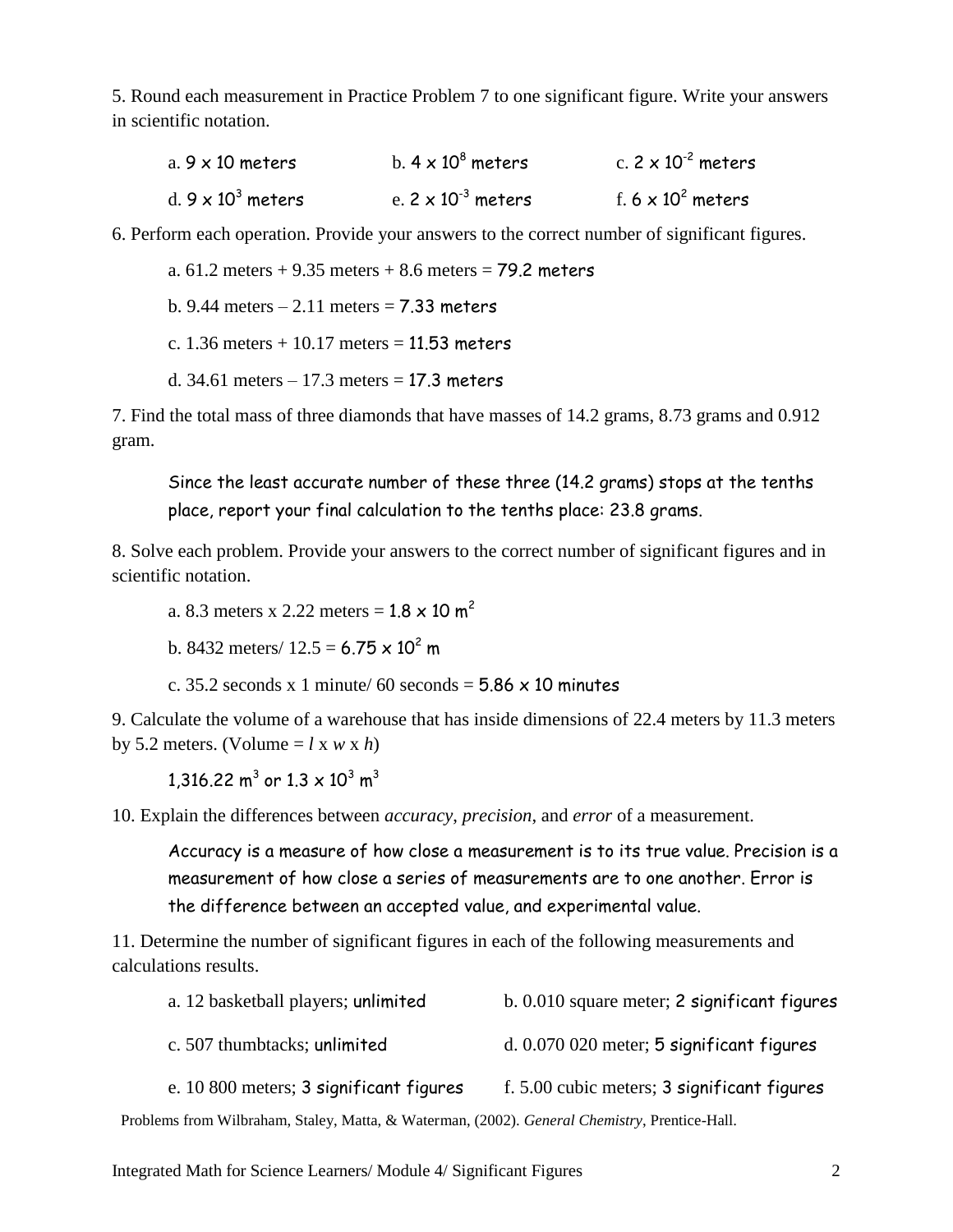5. Round each measurement in Practice Problem 7 to one significant figure. Write your answers in scientific notation.

a. $9 \times 10$ meters  b. $4 \times 10^8$ meters  c. $2 \times 10^{-2}$ meters

d. $9 \times 10^3$ meters  e. $2 \times 10^{-3}$ meters  f. $6 \times 10^2$ meters

6. Perform each operation. Provide your answers to the correct number of significant figures.

a. 61.2 meters + 9.35 meters + 8.6 meters = 79.2 meters

b. 9.44 meters – 2.11 meters = 7.33 meters

c. 1.36 meters + 10.17 meters = 11.53 meters

d. 34.61 meters – 17.3 meters = 17.3 meters

7. Find the total mass of three diamonds that have masses of 14.2 grams, 8.73 grams and 0.912 gram.

Since the least accurate number of these three (14.2 grams) stops at the tenths place, report your final calculation to the tenths place: 23.8 grams.

8. Solve each problem. Provide your answers to the correct number of significant figures and in scientific notation.

a. 8.3 meters x 2.22 meters = $1.8 \times 10$ $m^2$

b. 8432 meters/ 12.5 = $6.75 \times 10^2$ m

c. 35.2 seconds x 1 minute/ 60 seconds = $5.86 \times 10$ minutes

9. Calculate the volume of a warehouse that has inside dimensions of 22.4 meters by 11.3 meters by 5.2 meters. (Volume = $l \times w \times h$)

1,316.22 $m^3$ or $1.3 \times 10^3$ $m^3$

10. Explain the differences between *accuracy*, *precision*, and *error* of a measurement.

Accuracy is a measure of how close a measurement is to its true value. Precision is a measurement of how close a series of measurements are to one another. Error is the difference between an accepted value, and experimental value.

11. Determine the number of significant figures in each of the following measurements and calculations results.

a. 12 basketball players; unlimited  b. 0.010 square meter; 2 significant figures

c. 507 thumbtacks; unlimited  d. 0.070 020 meter; 5 significant figures

e. 10 800 meters; 3 significant figures  f. 5.00 cubic meters; 3 significant figures

Problems from Wilbraham, Staley, Matta, & Waterman, (2002). *General Chemistry*, Prentice-Hall.